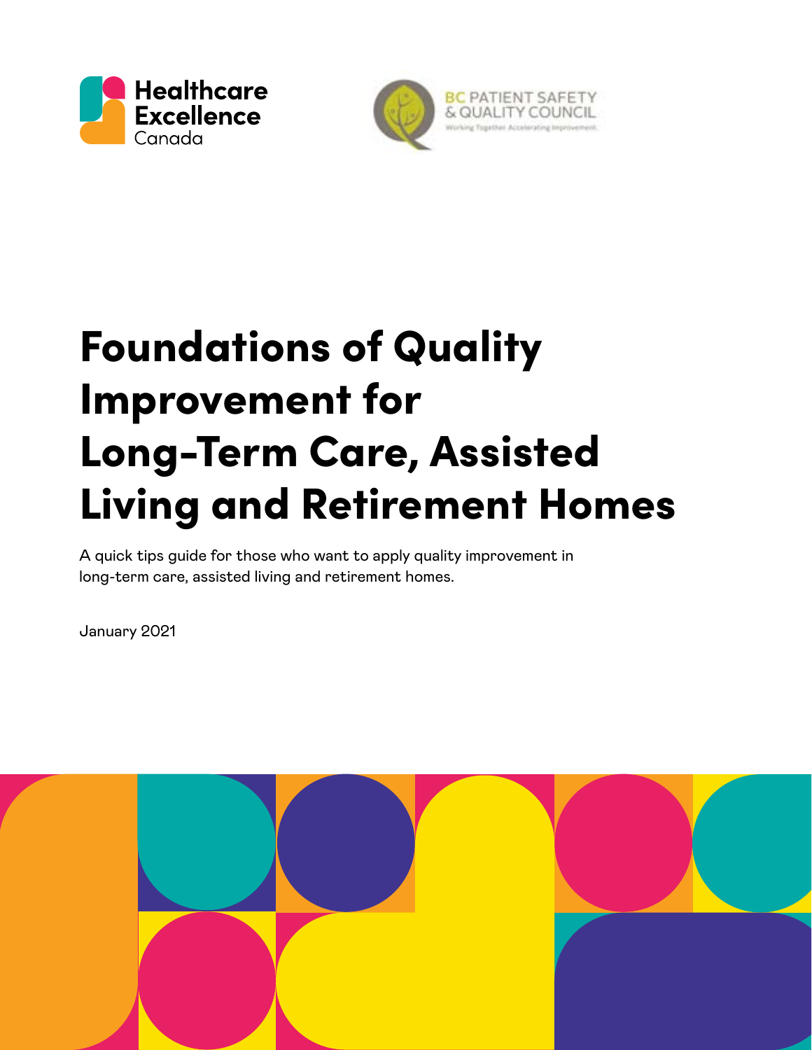Healthcare Excellence Canada

BC PATIENT SAFETY & QUALITY COUNCIL
Working Together. Accelerating Improvement.

# Foundations of Quality Improvement for Long-Term Care, Assisted Living and Retirement Homes

A quick tips guide for those who want to apply quality improvement in long-term care, assisted living and retirement homes.

January 2021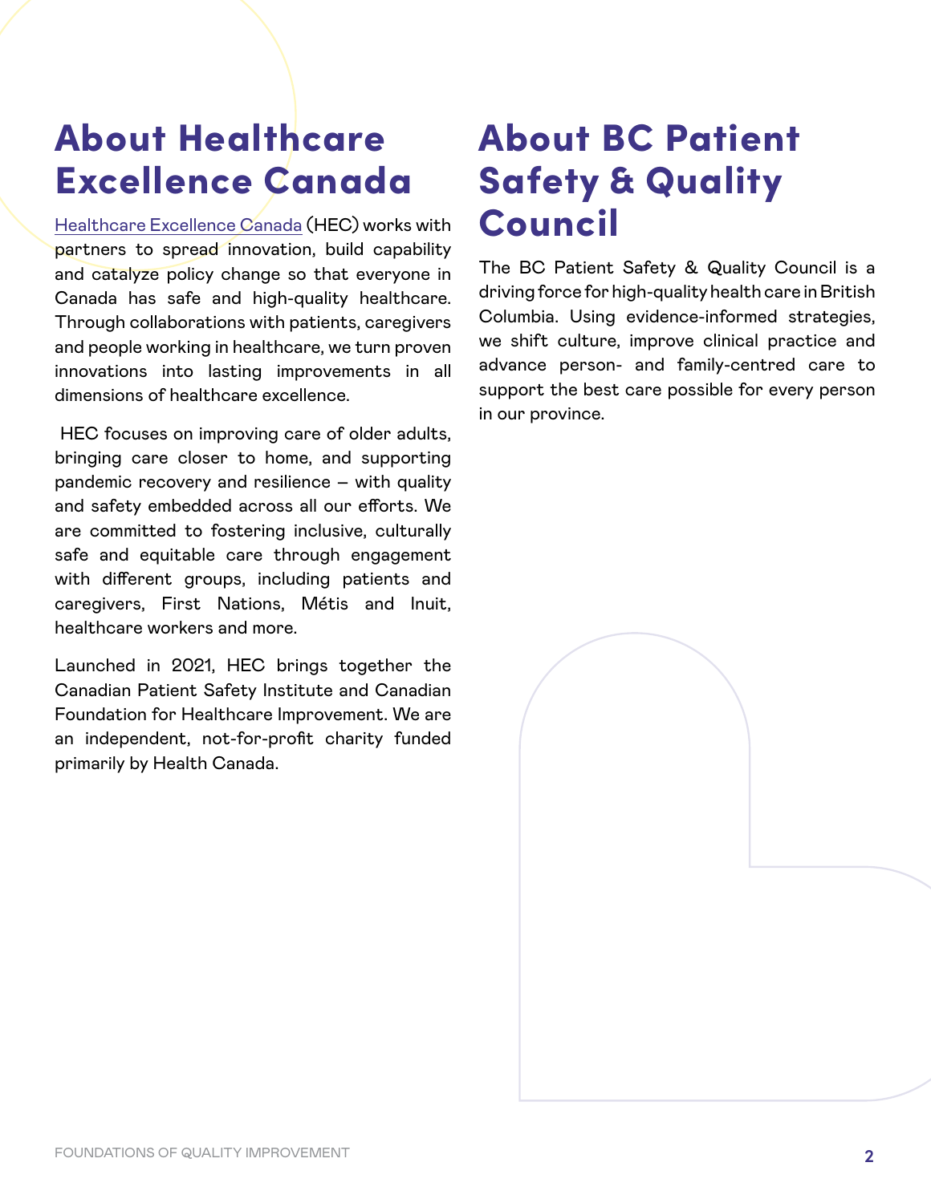## About Healthcare Excellence Canada

Healthcare Excellence Canada (HEC) works with partners to spread innovation, build capability and catalyze policy change so that everyone in Canada has safe and high-quality healthcare. Through collaborations with patients, caregivers and people working in healthcare, we turn proven innovations into lasting improvements in all dimensions of healthcare excellence.

HEC focuses on improving care of older adults, bringing care closer to home, and supporting pandemic recovery and resilience – with quality and safety embedded across all our efforts. We are committed to fostering inclusive, culturally safe and equitable care through engagement with different groups, including patients and caregivers, First Nations, Métis and Inuit, healthcare workers and more.

Launched in 2021, HEC brings together the Canadian Patient Safety Institute and Canadian Foundation for Healthcare Improvement. We are an independent, not-for-profit charity funded primarily by Health Canada.

## About BC Patient Safety & Quality Council

The BC Patient Safety & Quality Council is a driving force for high-quality health care in British Columbia. Using evidence-informed strategies, we shift culture, improve clinical practice and advance person- and family-centred care to support the best care possible for every person in our province.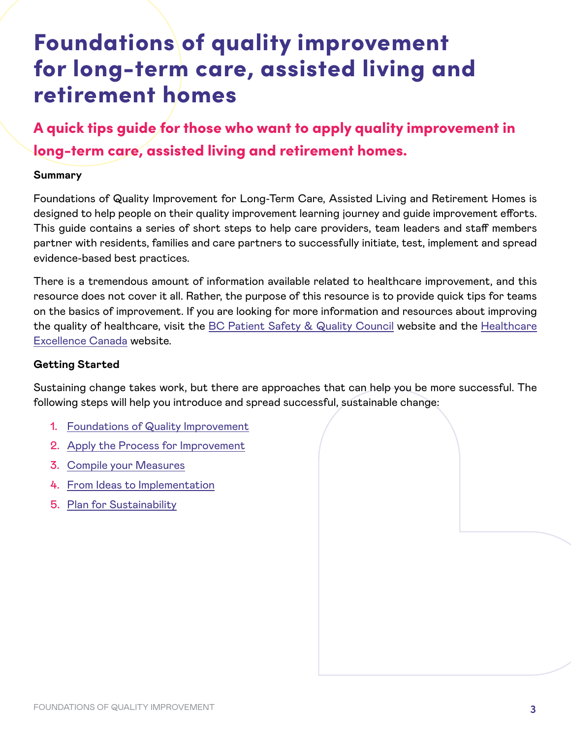# Foundations of quality improvement for long-term care, assisted living and retirement homes

## A quick tips guide for those who want to apply quality improvement in long-term care, assisted living and retirement homes.

**Summary**

Foundations of Quality Improvement for Long-Term Care, Assisted Living and Retirement Homes is designed to help people on their quality improvement learning journey and guide improvement efforts. This guide contains a series of short steps to help care providers, team leaders and staff members partner with residents, families and care partners to successfully initiate, test, implement and spread evidence-based best practices.

There is a tremendous amount of information available related to healthcare improvement, and this resource does not cover it all. Rather, the purpose of this resource is to provide quick tips for teams on the basics of improvement. If you are looking for more information and resources about improving the quality of healthcare, visit the BC Patient Safety & Quality Council website and the Healthcare Excellence Canada website.

**Getting Started**

Sustaining change takes work, but there are approaches that can help you be more successful. The following steps will help you introduce and spread successful, sustainable change:

1. Foundations of Quality Improvement
2. Apply the Process for Improvement
3. Compile your Measures
4. From Ideas to Implementation
5. Plan for Sustainability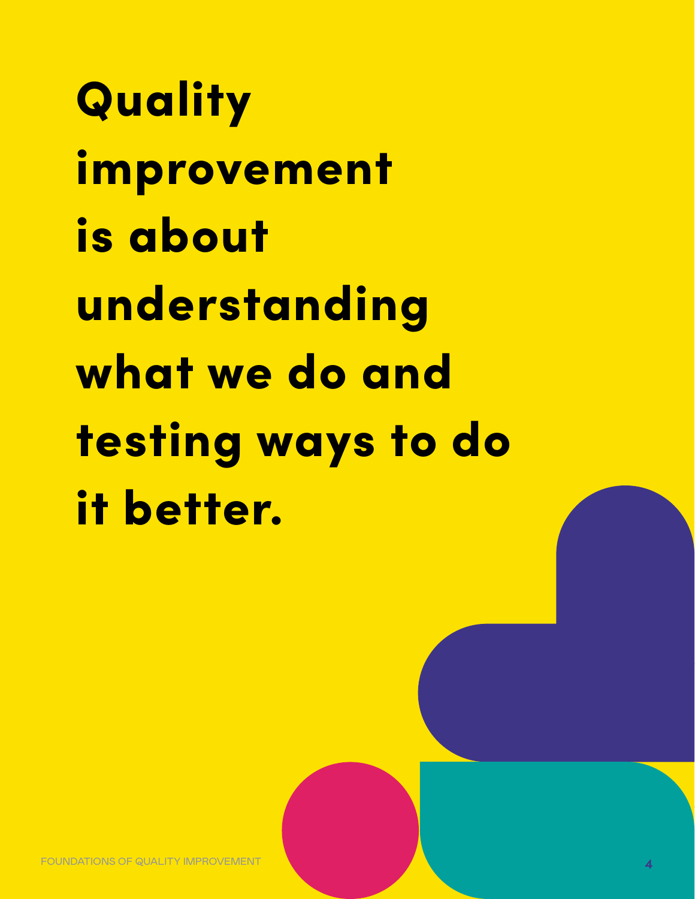# Quality improvement is about understanding what we do and testing ways to do it better.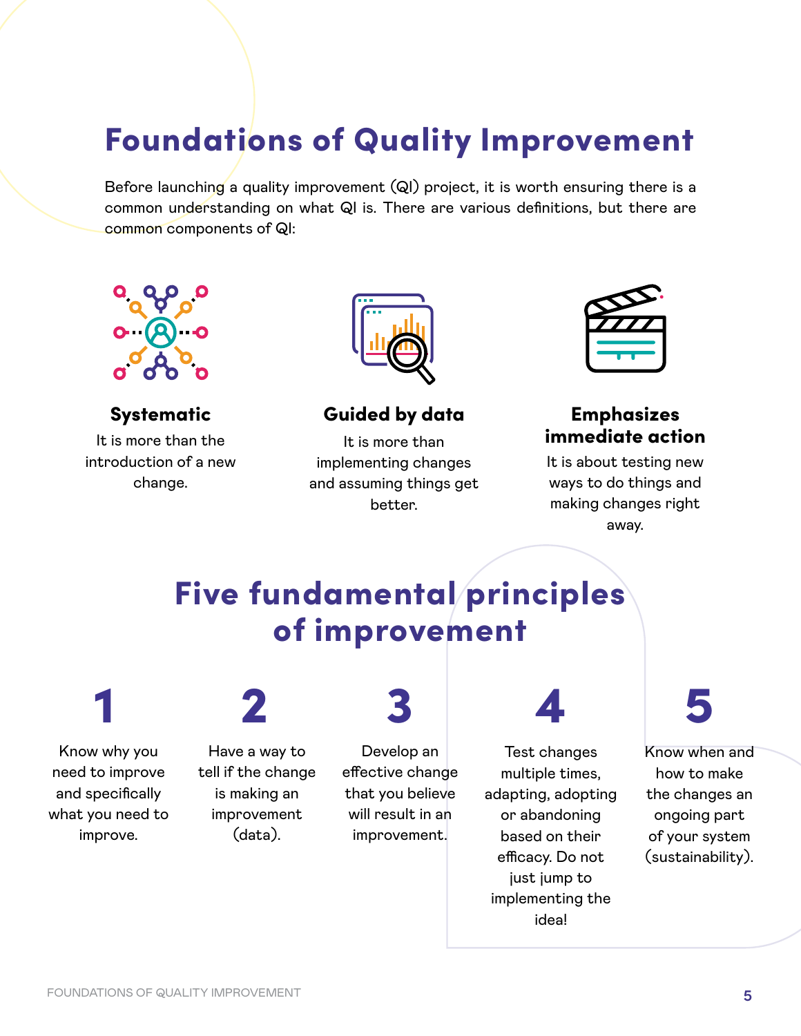# Foundations of Quality Improvement

Before launching a quality improvement (QI) project, it is worth ensuring there is a common understanding on what QI is. There are various definitions, but there are common components of QI:

### Systematic

It is more than the introduction of a new change.

### Guided by data

It is more than implementing changes and assuming things get better.

### Emphasizes immediate action

It is about testing new ways to do things and making changes right away.

## Five fundamental principles of improvement

**1** Know why you need to improve and specifically what you need to improve.

**2** Have a way to tell if the change is making an improvement (data).

**3** Develop an effective change that you believe will result in an improvement.

**4** Test changes multiple times, adapting, adopting or abandoning based on their efficacy. Do not just jump to implementing the idea!

**5** Know when and how to make the changes an ongoing part of your system (sustainability).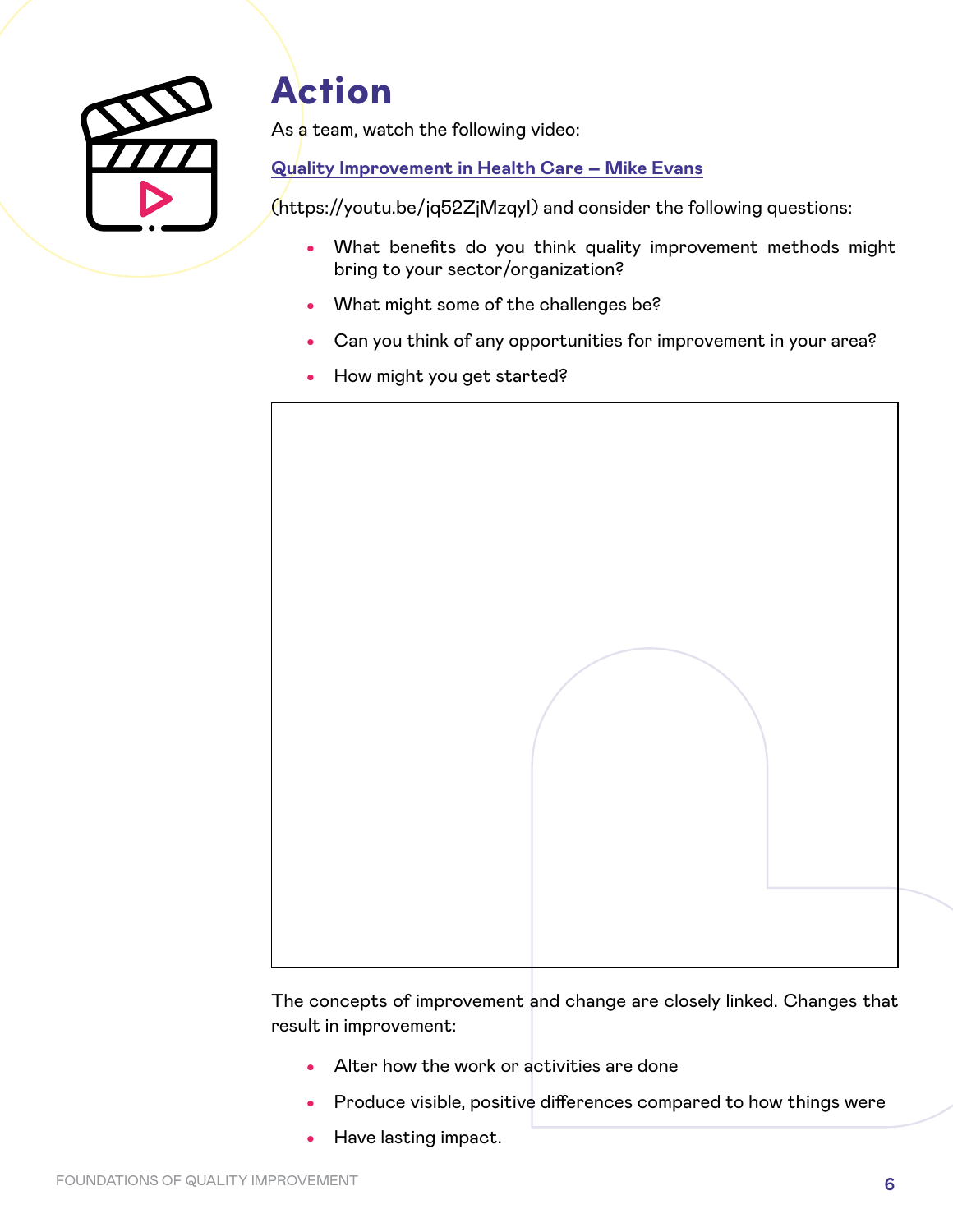# Action

As a team, watch the following video:

[Quality Improvement in Health Care – Mike Evans](https://youtu.be/jq52ZjMzqyI)

(https://youtu.be/jq52ZjMzqyI) and consider the following questions:

- What benefits do you think quality improvement methods might bring to your sector/organization?
- What might some of the challenges be?
- Can you think of any opportunities for improvement in your area?
- How might you get started?

The concepts of improvement and change are closely linked. Changes that result in improvement:

- Alter how the work or activities are done
- Produce visible, positive differences compared to how things were
- Have lasting impact.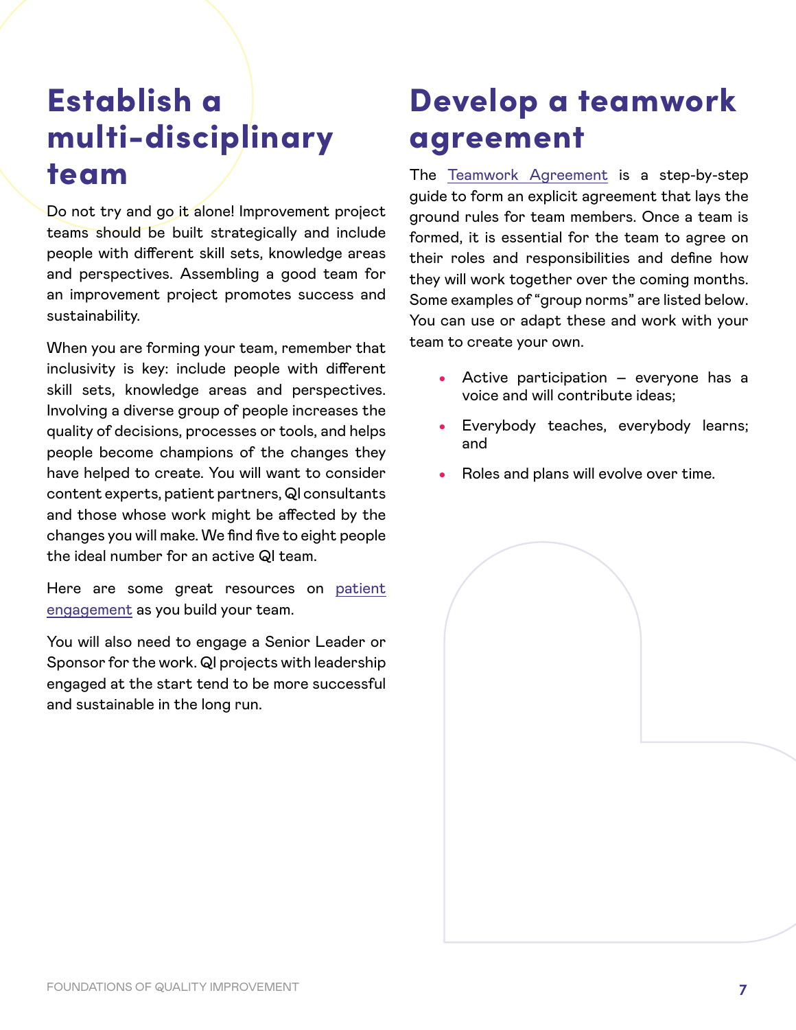# Establish a multi-disciplinary team

Do not try and go it alone! Improvement project teams should be built strategically and include people with different skill sets, knowledge areas and perspectives. Assembling a good team for an improvement project promotes success and sustainability.

When you are forming your team, remember that inclusivity is key: include people with different skill sets, knowledge areas and perspectives. Involving a diverse group of people increases the quality of decisions, processes or tools, and helps people become champions of the changes they have helped to create. You will want to consider content experts, patient partners, QI consultants and those whose work might be affected by the changes you will make. We find five to eight people the ideal number for an active QI team.

Here are some great resources on patient engagement as you build your team.

You will also need to engage a Senior Leader or Sponsor for the work. QI projects with leadership engaged at the start tend to be more successful and sustainable in the long run.

# Develop a teamwork agreement

The Teamwork Agreement is a step-by-step guide to form an explicit agreement that lays the ground rules for team members. Once a team is formed, it is essential for the team to agree on their roles and responsibilities and define how they will work together over the coming months. Some examples of "group norms" are listed below. You can use or adapt these and work with your team to create your own.

- Active participation – everyone has a voice and will contribute ideas;
- Everybody teaches, everybody learns; and
- Roles and plans will evolve over time.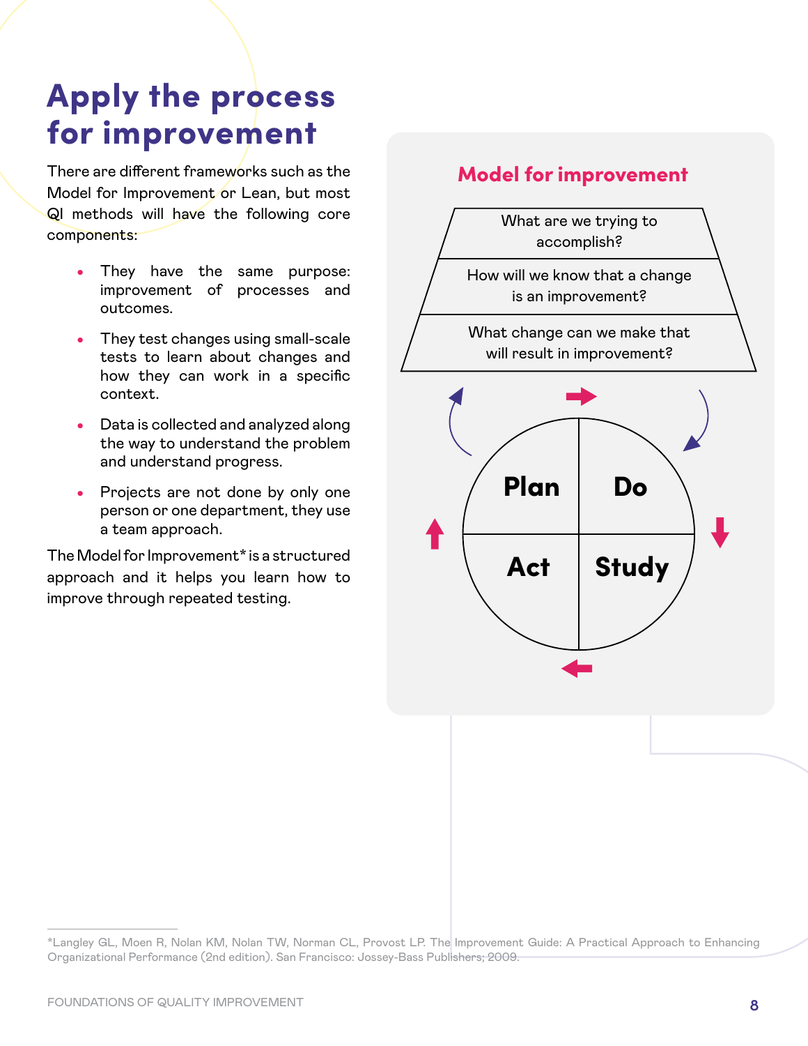# Apply the process for improvement

There are different frameworks such as the Model for Improvement or Lean, but most QI methods will have the following core components:

- They have the same purpose: improvement of processes and outcomes.
- They test changes using small-scale tests to learn about changes and how they can work in a specific context.
- Data is collected and analyzed along the way to understand the problem and understand progress.
- Projects are not done by only one person or one department, they use a team approach.

The Model for Improvement* is a structured approach and it helps you learn how to improve through repeated testing.

## Model for improvement

What are we trying to accomplish?

How will we know that a change is an improvement?

What change can we make that will result in improvement?

Plan

Do

Study

Act

*Langley GL, Moen R, Nolan KM, Nolan TW, Norman CL, Provost LP. The Improvement Guide: A Practical Approach to Enhancing Organizational Performance (2nd edition). San Francisco: Jossey-Bass Publishers; 2009.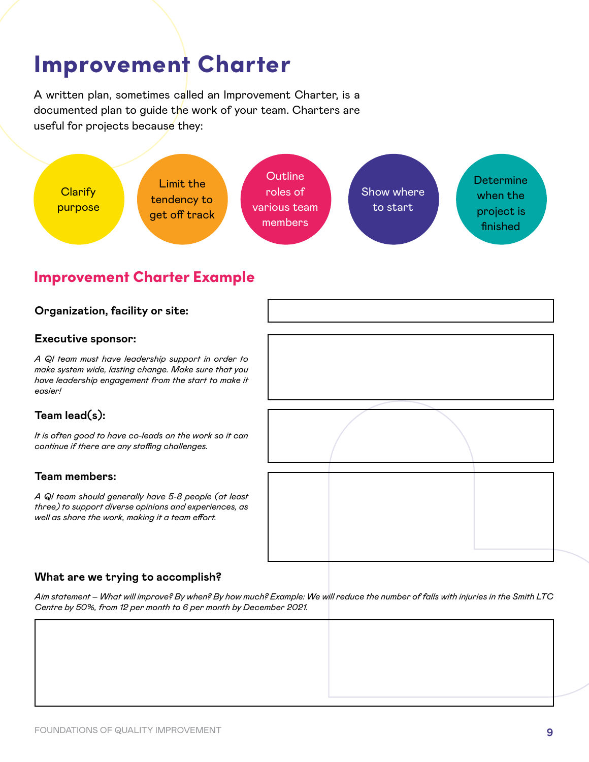# Improvement Charter

A written plan, sometimes called an Improvement Charter, is a documented plan to guide the work of your team. Charters are useful for projects because they:

- Clarify purpose
- Limit the tendency to get off track
- Outline roles of various team members
- Show where to start
- Determine when the project is finished

## Improvement Charter Example

**Organization, facility or site:**

**Executive sponsor:**

*A QI team must have leadership support in order to make system wide, lasting change. Make sure that you have leadership engagement from the start to make it easier!*

**Team lead(s):**

*It is often good to have co-leads on the work so it can continue if there are any staffing challenges.*

**Team members:**

*A QI team should generally have 5-8 people (at least three) to support diverse opinions and experiences, as well as share the work, making it a team effort.*

**What are we trying to accomplish?**

*Aim statement – What will improve? By when? By how much? Example: We will reduce the number of falls with injuries in the Smith LTC Centre by 50%, from 12 per month to 6 per month by December 2021.*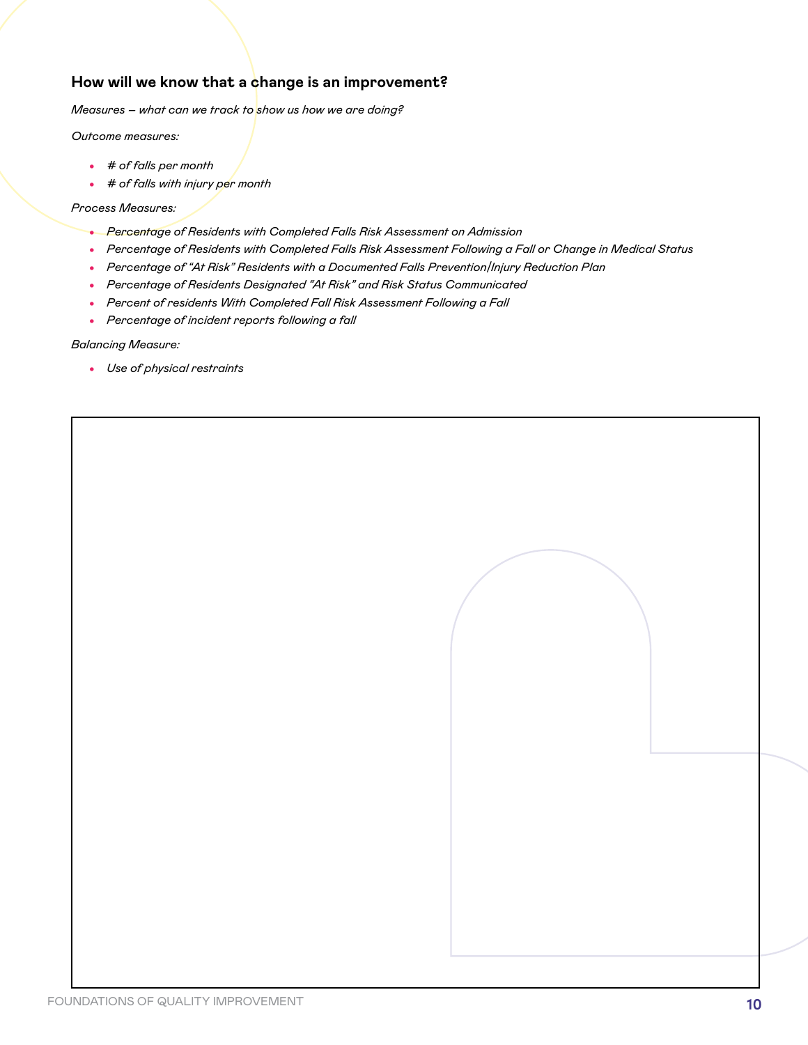### How will we know that a change is an improvement?

*Measures – what can we track to show us how we are doing?*

*Outcome measures:*

- *# of falls per month*
- *# of falls with injury per month*

*Process Measures:*

- *Percentage of Residents with Completed Falls Risk Assessment on Admission*
- *Percentage of Residents with Completed Falls Risk Assessment Following a Fall or Change in Medical Status*
- *Percentage of "At Risk" Residents with a Documented Falls Prevention/Injury Reduction Plan*
- *Percentage of Residents Designated "At Risk" and Risk Status Communicated*
- *Percent of residents With Completed Fall Risk Assessment Following a Fall*
- *Percentage of incident reports following a fall*

*Balancing Measure:*

- *Use of physical restraints*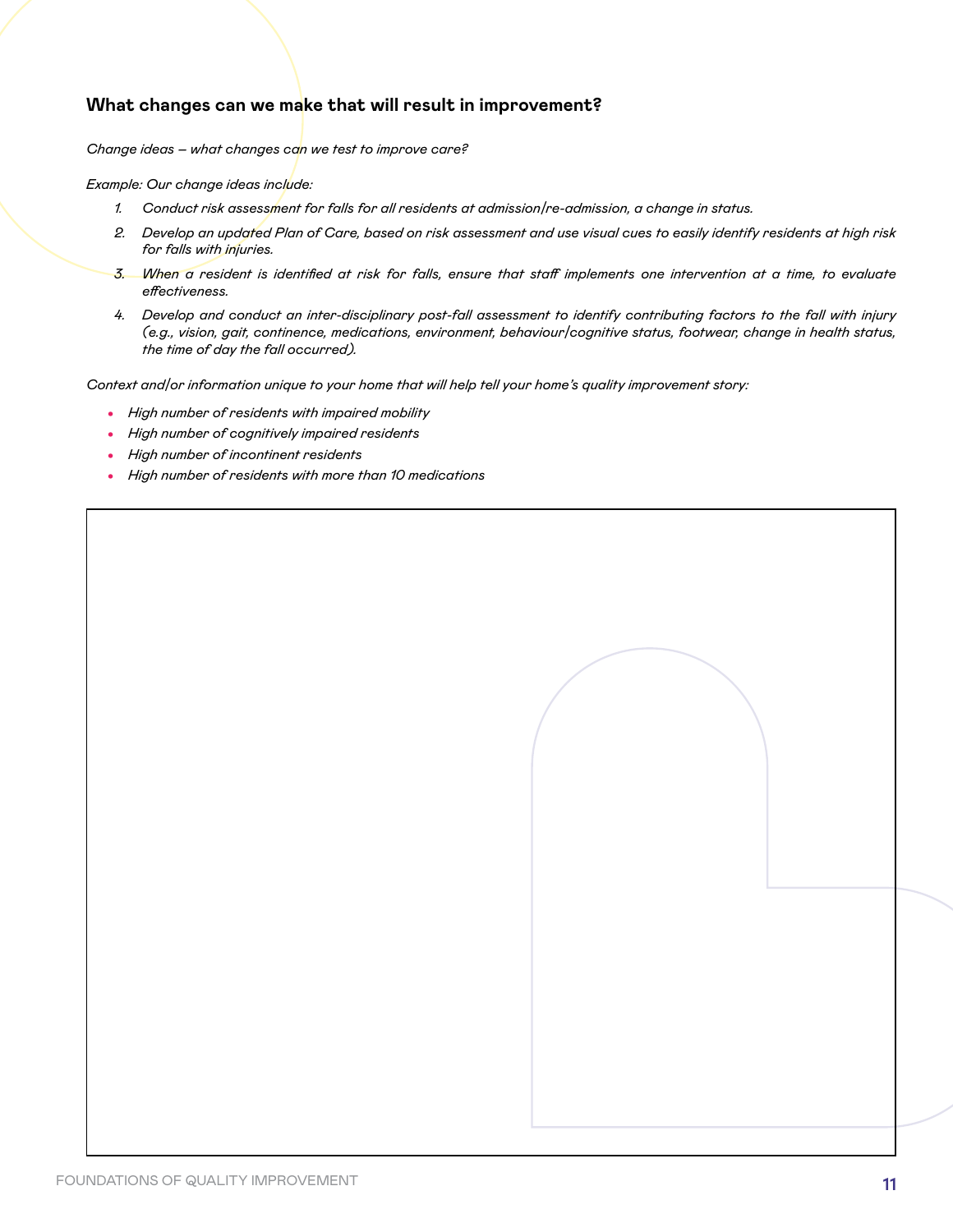### What changes can we make that will result in improvement?

*Change ideas – what changes can we test to improve care?*

*Example: Our change ideas include:*

1. *Conduct risk assessment for falls for all residents at admission/re-admission, a change in status.*
2. *Develop an updated Plan of Care, based on risk assessment and use visual cues to easily identify residents at high risk for falls with injuries.*
3. *When a resident is identified at risk for falls, ensure that staff implements one intervention at a time, to evaluate effectiveness.*
4. *Develop and conduct an inter-disciplinary post-fall assessment to identify contributing factors to the fall with injury (e.g., vision, gait, continence, medications, environment, behaviour/cognitive status, footwear, change in health status, the time of day the fall occurred).*

*Context and/or information unique to your home that will help tell your home's quality improvement story:*

- *High number of residents with impaired mobility*
- *High number of cognitively impaired residents*
- *High number of incontinent residents*
- *High number of residents with more than 10 medications*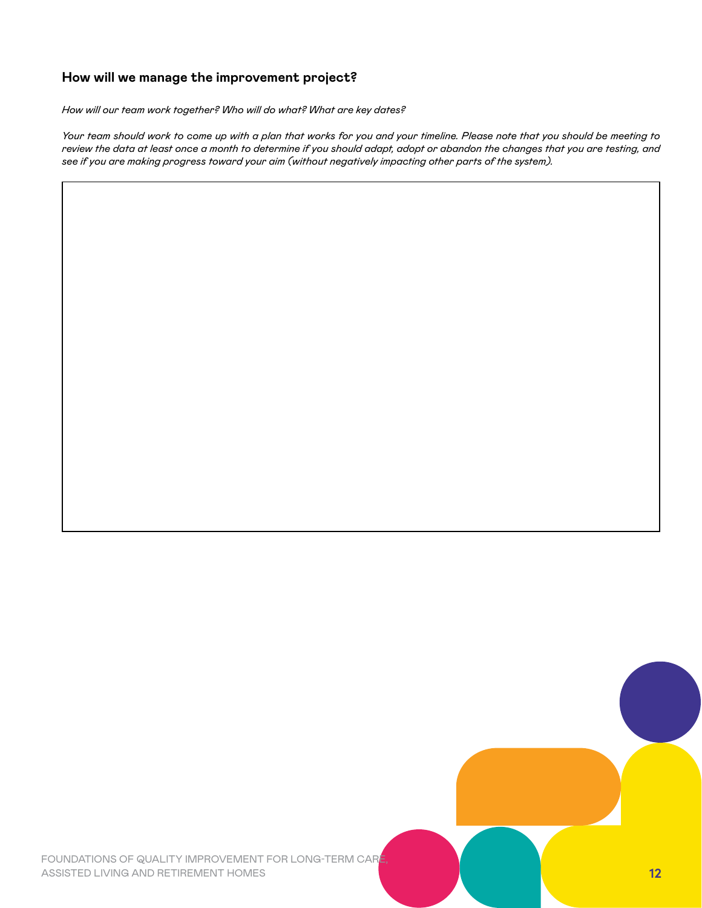### How will we manage the improvement project?

*How will our team work together? Who will do what? What are key dates?*

*Your team should work to come up with a plan that works for you and your timeline. Please note that you should be meeting to review the data at least once a month to determine if you should adapt, adopt or abandon the changes that you are testing, and see if you are making progress toward your aim (without negatively impacting other parts of the system).*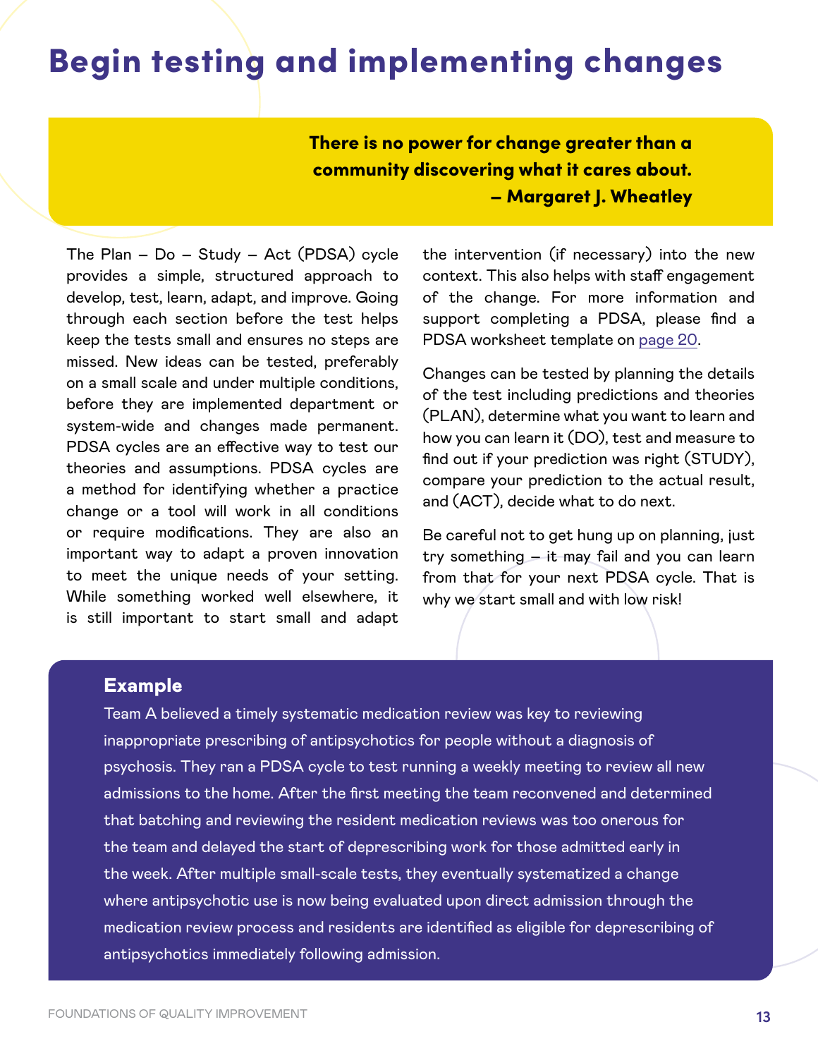# Begin testing and implementing changes

> **There is no power for change greater than a community discovering what it cares about.**
> **– Margaret J. Wheatley**

The Plan – Do – Study – Act (PDSA) cycle provides a simple, structured approach to develop, test, learn, adapt, and improve. Going through each section before the test helps keep the tests small and ensures no steps are missed. New ideas can be tested, preferably on a small scale and under multiple conditions, before they are implemented department or system-wide and changes made permanent. PDSA cycles are an effective way to test our theories and assumptions. PDSA cycles are a method for identifying whether a practice change or a tool will work in all conditions or require modifications. They are also an important way to adapt a proven innovation to meet the unique needs of your setting. While something worked well elsewhere, it is still important to start small and adapt the intervention (if necessary) into the new context. This also helps with staff engagement of the change. For more information and support completing a PDSA, please find a PDSA worksheet template on page 20.

Changes can be tested by planning the details of the test including predictions and theories (PLAN), determine what you want to learn and how you can learn it (DO), test and measure to find out if your prediction was right (STUDY), compare your prediction to the actual result, and (ACT), decide what to do next.

Be careful not to get hung up on planning, just try something – it may fail and you can learn from that for your next PDSA cycle. That is why we start small and with low risk!

### Example

Team A believed a timely systematic medication review was key to reviewing inappropriate prescribing of antipsychotics for people without a diagnosis of psychosis. They ran a PDSA cycle to test running a weekly meeting to review all new admissions to the home. After the first meeting the team reconvened and determined that batching and reviewing the resident medication reviews was too onerous for the team and delayed the start of deprescribing work for those admitted early in the week. After multiple small-scale tests, they eventually systematized a change where antipsychotic use is now being evaluated upon direct admission through the medication review process and residents are identified as eligible for deprescribing of antipsychotics immediately following admission.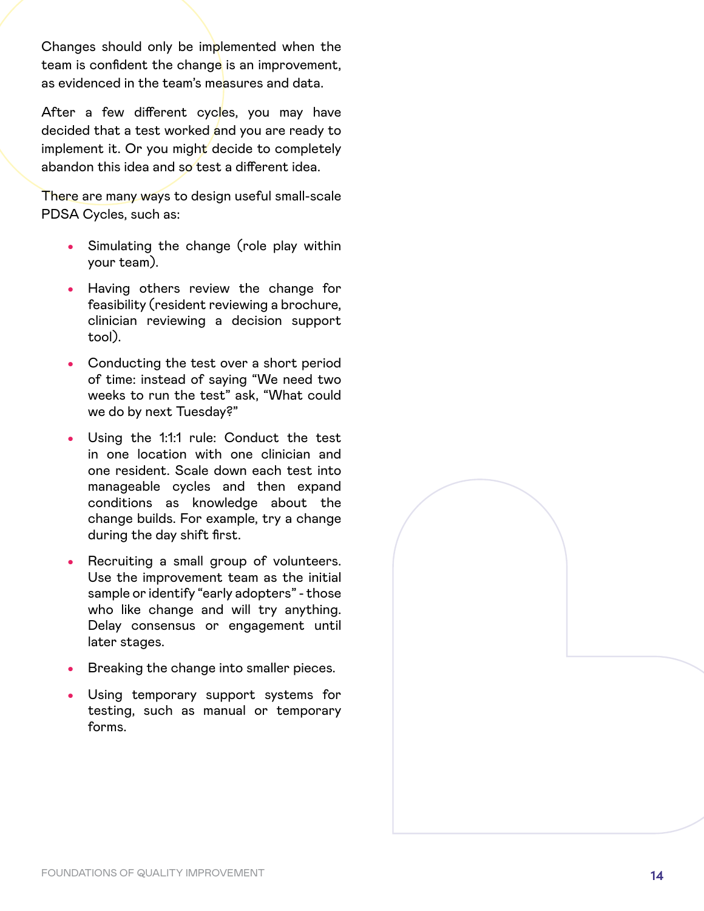Changes should only be implemented when the team is confident the change is an improvement, as evidenced in the team's measures and data.

After a few different cycles, you may have decided that a test worked and you are ready to implement it. Or you might decide to completely abandon this idea and so test a different idea.

There are many ways to design useful small-scale PDSA Cycles, such as:

- Simulating the change (role play within your team).
- Having others review the change for feasibility (resident reviewing a brochure, clinician reviewing a decision support tool).
- Conducting the test over a short period of time: instead of saying "We need two weeks to run the test" ask, "What could we do by next Tuesday?"
- Using the 1:1:1 rule: Conduct the test in one location with one clinician and one resident. Scale down each test into manageable cycles and then expand conditions as knowledge about the change builds. For example, try a change during the day shift first.
- Recruiting a small group of volunteers. Use the improvement team as the initial sample or identify "early adopters" - those who like change and will try anything. Delay consensus or engagement until later stages.
- Breaking the change into smaller pieces.
- Using temporary support systems for testing, such as manual or temporary forms.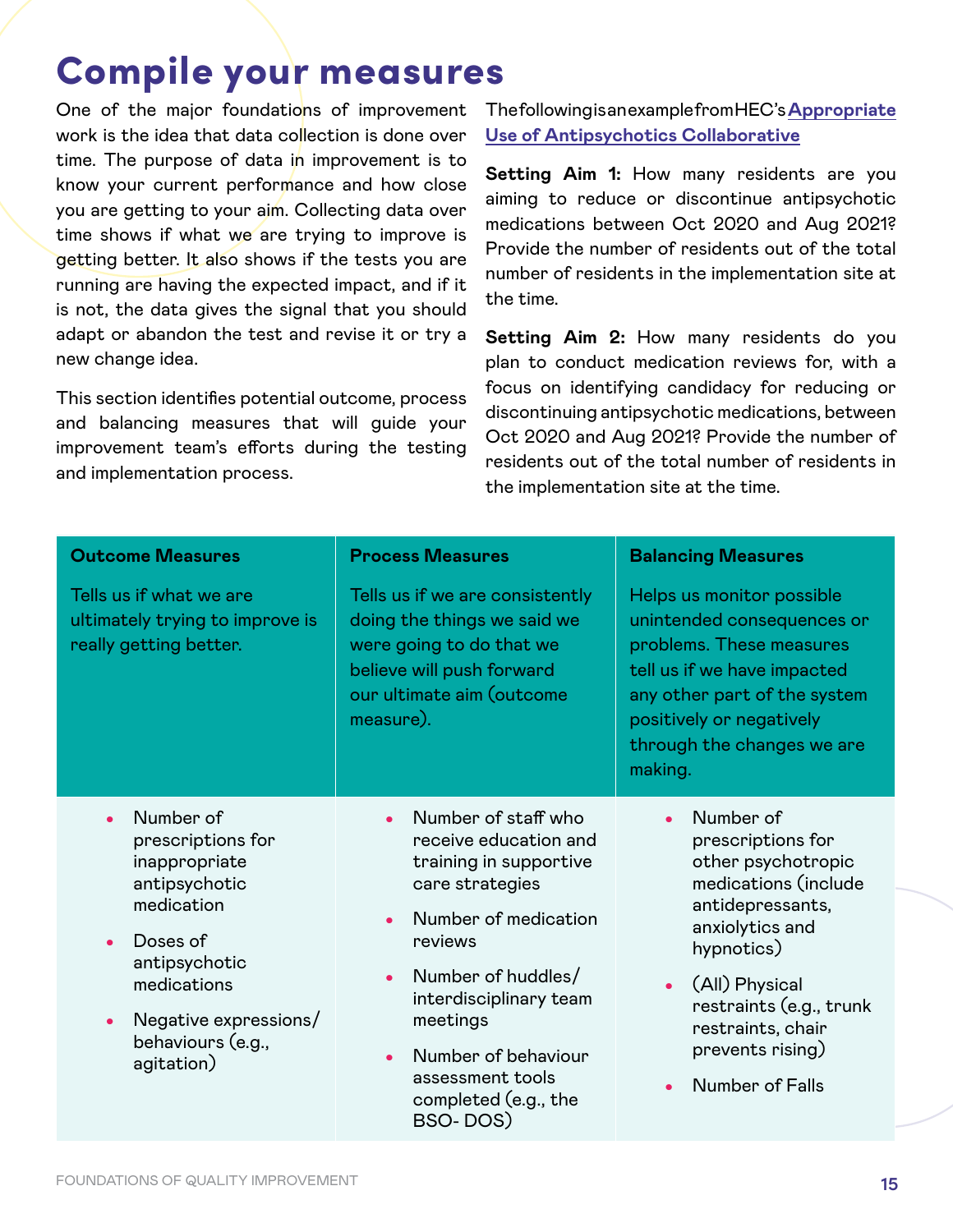# Compile your measures

One of the major foundations of improvement work is the idea that data collection is done over time. The purpose of data in improvement is to know your current performance and how close you are getting to your aim. Collecting data over time shows if what we are trying to improve is getting better. It also shows if the tests you are running are having the expected impact, and if it is not, the data gives the signal that you should adapt or abandon the test and revise it or try a new change idea.

This section identifies potential outcome, process and balancing measures that will guide your improvement team's efforts during the testing and implementation process.

The following is an example from HEC's **Appropriate Use of Antipsychotics Collaborative**

**Setting Aim 1:** How many residents are you aiming to reduce or discontinue antipsychotic medications between Oct 2020 and Aug 2021? Provide the number of residents out of the total number of residents in the implementation site at the time.

**Setting Aim 2:** How many residents do you plan to conduct medication reviews for, with a focus on identifying candidacy for reducing or discontinuing antipsychotic medications, between Oct 2020 and Aug 2021? Provide the number of residents out of the total number of residents in the implementation site at the time.

| **Outcome Measures** | **Process Measures** | **Balancing Measures** |
|---|---|---|
| Tells us if what we are ultimately trying to improve is really getting better. | Tells us if we are consistently doing the things we said we were going to do that we believe will push forward our ultimate aim (outcome measure). | Helps us monitor possible unintended consequences or problems. These measures tell us if we have impacted any other part of the system positively or negatively through the changes we are making. |
| • Number of prescriptions for inappropriate antipsychotic medication<br>• Doses of antipsychotic medications<br>• Negative expressions/ behaviours (e.g., agitation) | • Number of staff who receive education and training in supportive care strategies<br>• Number of medication reviews<br>• Number of huddles/ interdisciplinary team meetings<br>• Number of behaviour assessment tools completed (e.g., the BSO- DOS) | • Number of prescriptions for other psychotropic medications (include antidepressants, anxiolytics and hypnotics)<br>• (All) Physical restraints (e.g., trunk restraints, chair prevents rising)<br>• Number of Falls |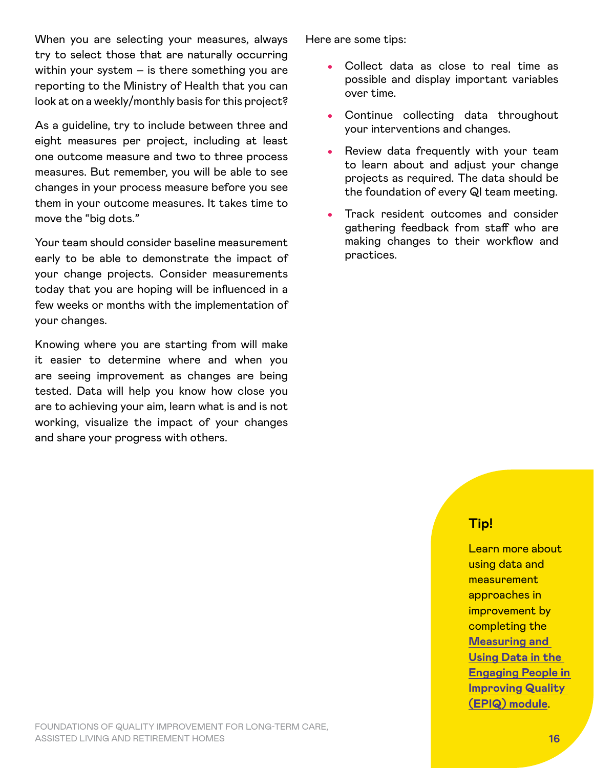When you are selecting your measures, always try to select those that are naturally occurring within your system – is there something you are reporting to the Ministry of Health that you can look at on a weekly/monthly basis for this project?

As a guideline, try to include between three and eight measures per project, including at least one outcome measure and two to three process measures. But remember, you will be able to see changes in your process measure before you see them in your outcome measures. It takes time to move the "big dots."

Your team should consider baseline measurement early to be able to demonstrate the impact of your change projects. Consider measurements today that you are hoping will be influenced in a few weeks or months with the implementation of your changes.

Knowing where you are starting from will make it easier to determine where and when you are seeing improvement as changes are being tested. Data will help you know how close you are to achieving your aim, learn what is and is not working, visualize the impact of your changes and share your progress with others.

Here are some tips:

- Collect data as close to real time as possible and display important variables over time.
- Continue collecting data throughout your interventions and changes.
- Review data frequently with your team to learn about and adjust your change projects as required. The data should be the foundation of every QI team meeting.
- Track resident outcomes and consider gathering feedback from staff who are making changes to their workflow and practices.

**Tip!**

Learn more about using data and measurement approaches in improvement by completing the **Measuring and Using Data in the Engaging People in Improving Quality (EPIQ) module**.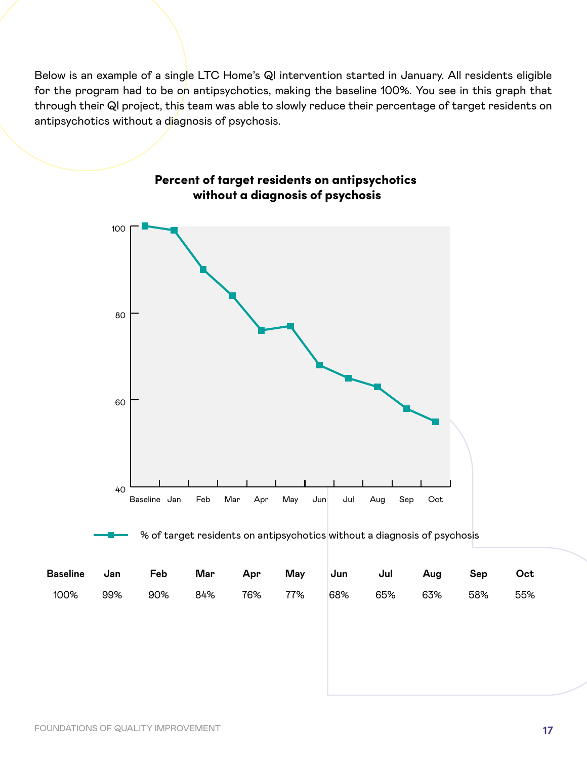Below is an example of a single LTC Home's QI intervention started in January. All residents eligible for the program had to be on antipsychotics, making the baseline 100%. You see in this graph that through their QI project, this team was able to slowly reduce their percentage of target residents on antipsychotics without a diagnosis of psychosis.

**Percent of target residents on antipsychotics without a diagnosis of psychosis**

% of target residents on antipsychotics without a diagnosis of psychosis

| Baseline | Jan | Feb | Mar | Apr | May | Jun | Jul | Aug | Sep | Oct |
|---|---|---|---|---|---|---|---|---|---|---|
| 100% | 99% | 90% | 84% | 76% | 77% | 68% | 65% | 63% | 58% | 55% |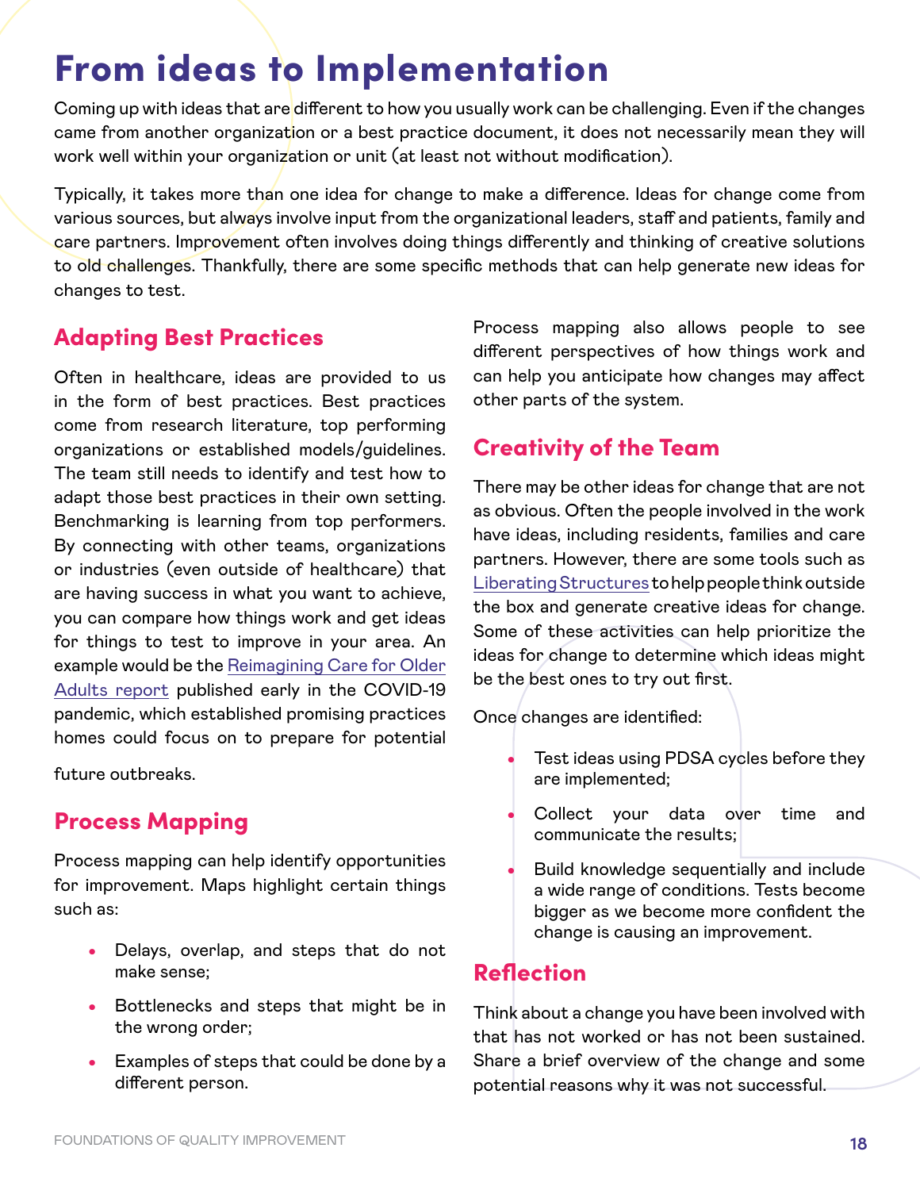# From ideas to Implementation

Coming up with ideas that are different to how you usually work can be challenging. Even if the changes came from another organization or a best practice document, it does not necessarily mean they will work well within your organization or unit (at least not without modification).

Typically, it takes more than one idea for change to make a difference. Ideas for change come from various sources, but always involve input from the organizational leaders, staff and patients, family and care partners. Improvement often involves doing things differently and thinking of creative solutions to old challenges. Thankfully, there are some specific methods that can help generate new ideas for changes to test.

## Adapting Best Practices

Often in healthcare, ideas are provided to us in the form of best practices. Best practices come from research literature, top performing organizations or established models/guidelines. The team still needs to identify and test how to adapt those best practices in their own setting. Benchmarking is learning from top performers. By connecting with other teams, organizations or industries (even outside of healthcare) that are having success in what you want to achieve, you can compare how things work and get ideas for things to test to improve in your area. An example would be the Reimagining Care for Older Adults report published early in the COVID-19 pandemic, which established promising practices homes could focus on to prepare for potential future outbreaks.

## Process Mapping

Process mapping can help identify opportunities for improvement. Maps highlight certain things such as:

- Delays, overlap, and steps that do not make sense;
- Bottlenecks and steps that might be in the wrong order;
- Examples of steps that could be done by a different person.

Process mapping also allows people to see different perspectives of how things work and can help you anticipate how changes may affect other parts of the system.

## Creativity of the Team

There may be other ideas for change that are not as obvious. Often the people involved in the work have ideas, including residents, families and care partners. However, there are some tools such as Liberating Structures to help people think outside the box and generate creative ideas for change. Some of these activities can help prioritize the ideas for change to determine which ideas might be the best ones to try out first.

Once changes are identified:

- Test ideas using PDSA cycles before they are implemented;
- Collect your data over time and communicate the results;
- Build knowledge sequentially and include a wide range of conditions. Tests become bigger as we become more confident the change is causing an improvement.

## Reflection

Think about a change you have been involved with that has not worked or has not been sustained. Share a brief overview of the change and some potential reasons why it was not successful.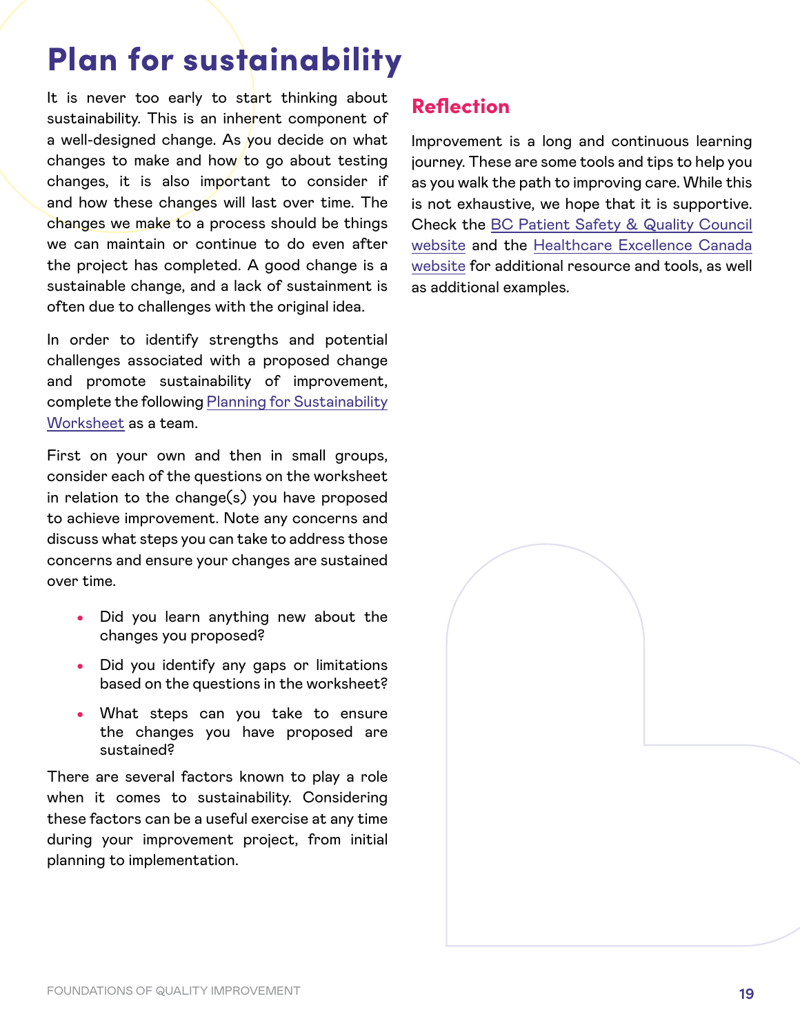# Plan for sustainability

It is never too early to start thinking about sustainability. This is an inherent component of a well-designed change. As you decide on what changes to make and how to go about testing changes, it is also important to consider if and how these changes will last over time. The changes we make to a process should be things we can maintain or continue to do even after the project has completed. A good change is a sustainable change, and a lack of sustainment is often due to challenges with the original idea.

In order to identify strengths and potential challenges associated with a proposed change and promote sustainability of improvement, complete the following Planning for Sustainability Worksheet as a team.

First on your own and then in small groups, consider each of the questions on the worksheet in relation to the change(s) you have proposed to achieve improvement. Note any concerns and discuss what steps you can take to address those concerns and ensure your changes are sustained over time.

- Did you learn anything new about the changes you proposed?
- Did you identify any gaps or limitations based on the questions in the worksheet?
- What steps can you take to ensure the changes you have proposed are sustained?

There are several factors known to play a role when it comes to sustainability. Considering these factors can be a useful exercise at any time during your improvement project, from initial planning to implementation.

## Reflection

Improvement is a long and continuous learning journey. These are some tools and tips to help you as you walk the path to improving care. While this is not exhaustive, we hope that it is supportive. Check the BC Patient Safety & Quality Council website and the Healthcare Excellence Canada website for additional resource and tools, as well as additional examples.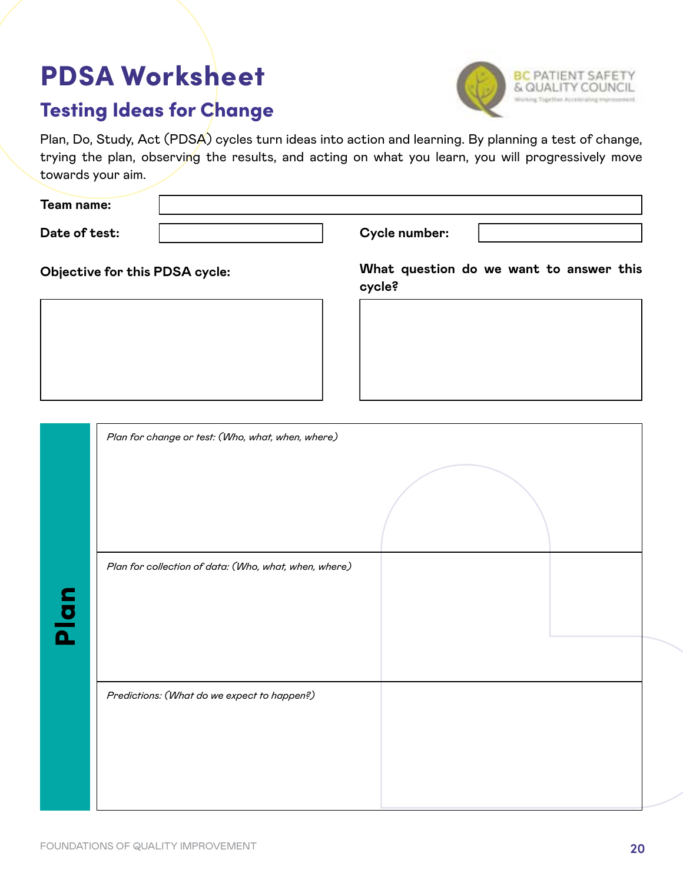# PDSA Worksheet

## Testing Ideas for Change

Plan, Do, Study, Act (PDSA) cycles turn ideas into action and learning. By planning a test of change, trying the plan, observing the results, and acting on what you learn, you will progressively move towards your aim.

**Team name:**

**Date of test:** 

**Cycle number:**

**Objective for this PDSA cycle:**

**What question do we want to answer this cycle?**

| **Plan** | |
|---|---|
| | *Plan for change or test: (Who, what, when, where)* |
| | *Plan for collection of data: (Who, what, when, where)* |
| | *Predictions: (What do we expect to happen?)* |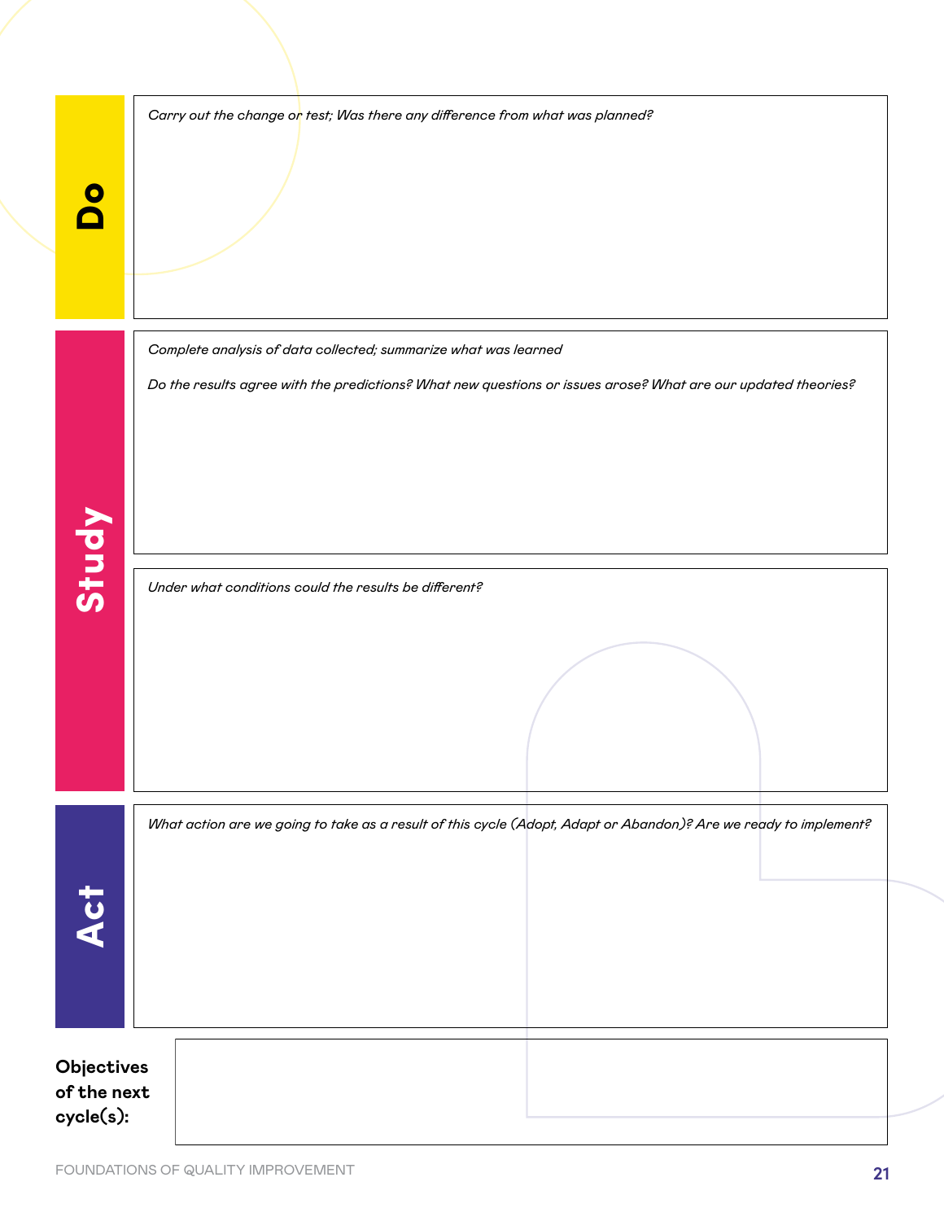## Do

*Carry out the change or test; Was there any difference from what was planned?*

## Study

*Complete analysis of data collected; summarize what was learned*

*Do the results agree with the predictions? What new questions or issues arose? What are our updated theories?*

*Under what conditions could the results be different?*

## Act

*What action are we going to take as a result of this cycle (Adopt, Adapt or Abandon)? Are we ready to implement?*

**Objectives of the next cycle(s):**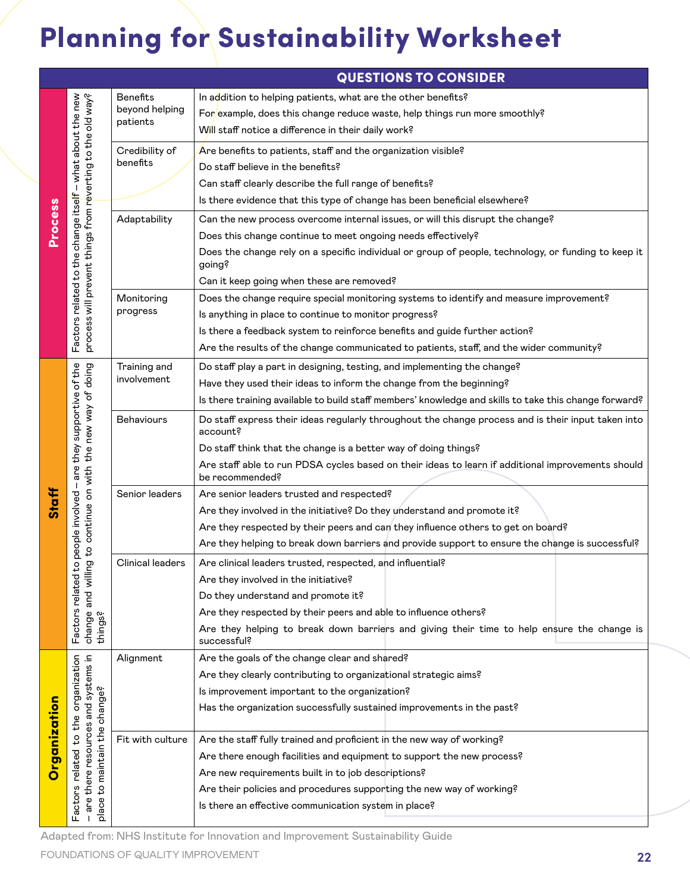# Planning for Sustainability Worksheet

| | | | QUESTIONS TO CONSIDER |
|---|---|---|---|
| **Process** | Factors related to the change itself – what about the new process will prevent things from reverting to the old way? | Benefits beyond helping patients | In addition to helping patients, what are the other benefits?<br>For example, does this change reduce waste, help things run more smoothly?<br>Will staff notice a difference in their daily work? |
| | | Credibility of benefits | Are benefits to patients, staff and the organization visible?<br>Do staff believe in the benefits?<br>Can staff clearly describe the full range of benefits?<br>Is there evidence that this type of change has been beneficial elsewhere? |
| | | Adaptability | Can the new process overcome internal issues, or will this disrupt the change?<br>Does this change continue to meet ongoing needs effectively?<br>Does the change rely on a specific individual or group of people, technology, or funding to keep it going?<br>Can it keep going when these are removed? |
| | | Monitoring progress | Does the change require special monitoring systems to identify and measure improvement?<br>Is anything in place to continue to monitor progress?<br>Is there a feedback system to reinforce benefits and guide further action?<br>Are the results of the change communicated to patients, staff, and the wider community? |
| **Staff** | Factors related to people involved – are they supportive of the change and willing to continue on with the new way of doing things? | Training and involvement | Do staff play a part in designing, testing, and implementing the change?<br>Have they used their ideas to inform the change from the beginning?<br>Is there training available to build staff members' knowledge and skills to take this change forward? |
| | | Behaviours | Do staff express their ideas regularly throughout the change process and is their input taken into account?<br>Do staff think that the change is a better way of doing things?<br>Are staff able to run PDSA cycles based on their ideas to learn if additional improvements should be recommended? |
| | | Senior leaders | Are senior leaders trusted and respected?<br>Are they involved in the initiative? Do they understand and promote it?<br>Are they respected by their peers and can they influence others to get on board?<br>Are they helping to break down barriers and provide support to ensure the change is successful? |
| | | Clinical leaders | Are clinical leaders trusted, respected, and influential?<br>Are they involved in the initiative?<br>Do they understand and promote it?<br>Are they respected by their peers and able to influence others?<br>Are they helping to break down barriers and giving their time to help ensure the change is successful? |
| **Organization** | Factors related to the organization – are there resources and systems in place to maintain the change? | Alignment | Are the goals of the change clear and shared?<br>Are they clearly contributing to organizational strategic aims?<br>Is improvement important to the organization?<br>Has the organization successfully sustained improvements in the past? |
| | | Fit with culture | Are the staff fully trained and proficient in the new way of working?<br>Are there enough facilities and equipment to support the new process?<br>Are new requirements built in to job descriptions?<br>Are their policies and procedures supporting the new way of working?<br>Is there an effective communication system in place? |

Adapted from: NHS Institute for Innovation and Improvement Sustainability Guide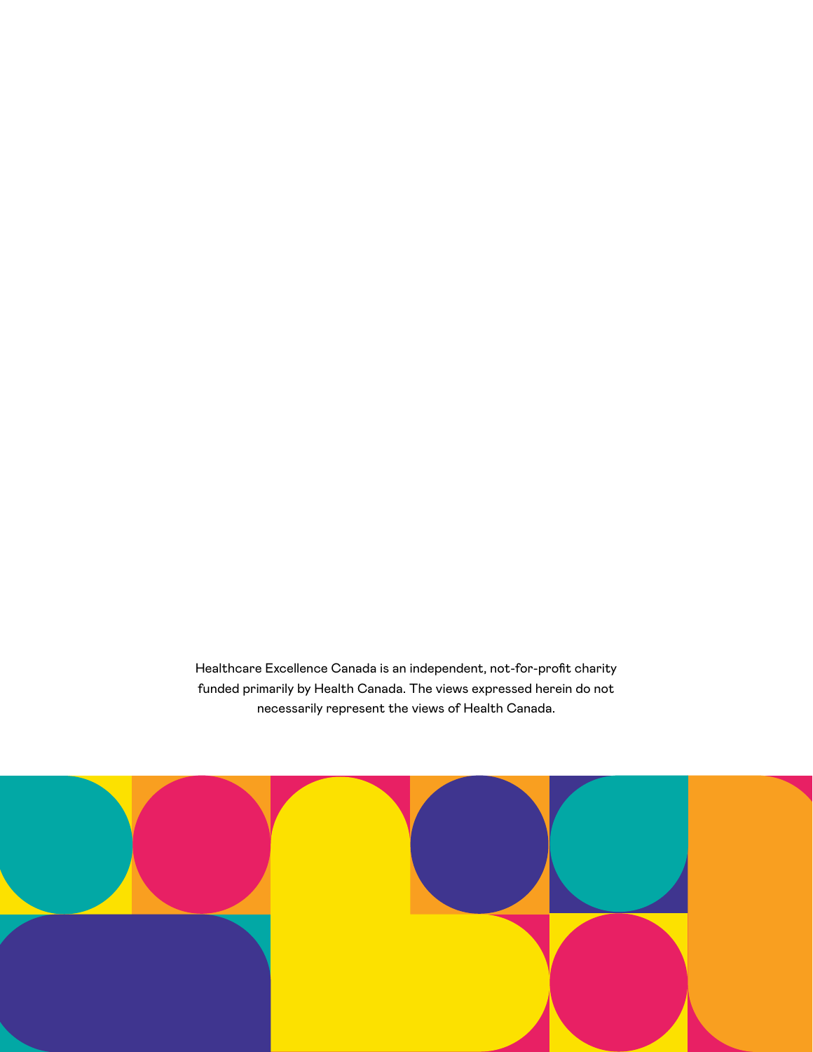Healthcare Excellence Canada is an independent, not-for-profit charity funded primarily by Health Canada. The views expressed herein do not necessarily represent the views of Health Canada.